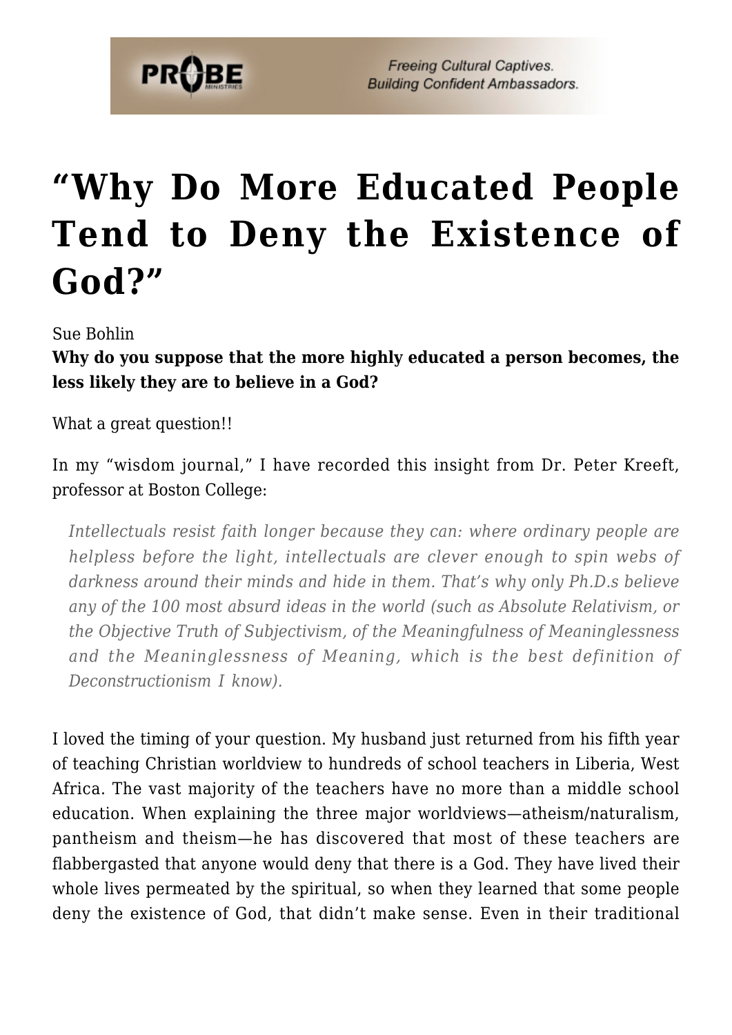# "Why Do More Educated People Tend to Deny the Existence of God?"

Sue Bohlin

**Why do you suppose that the more highly educated a person becomes, the less likely they are to believe in a God?**

What a great question!!

In my "wisdom journal," I have recorded this insight from Dr. Peter Kreeft, professor at Boston College:

> *Intellectuals resist faith longer because they can: where ordinary people are helpless before the light, intellectuals are clever enough to spin webs of darkness around their minds and hide in them. That's why only Ph.D.s believe any of the 100 most absurd ideas in the world (such as Absolute Relativism, or the Objective Truth of Subjectivism, of the Meaningfulness of Meaninglessness and the Meaninglessness of Meaning, which is the best definition of Deconstructionism I know).*

I loved the timing of your question. My husband just returned from his fifth year of teaching Christian worldview to hundreds of school teachers in Liberia, West Africa. The vast majority of the teachers have no more than a middle school education. When explaining the three major worldviews—atheism/naturalism, pantheism and theism—he has discovered that most of these teachers are flabbergasted that anyone would deny that there is a God. They have lived their whole lives permeated by the spiritual, so when they learned that some people deny the existence of God, that didn't make sense. Even in their traditional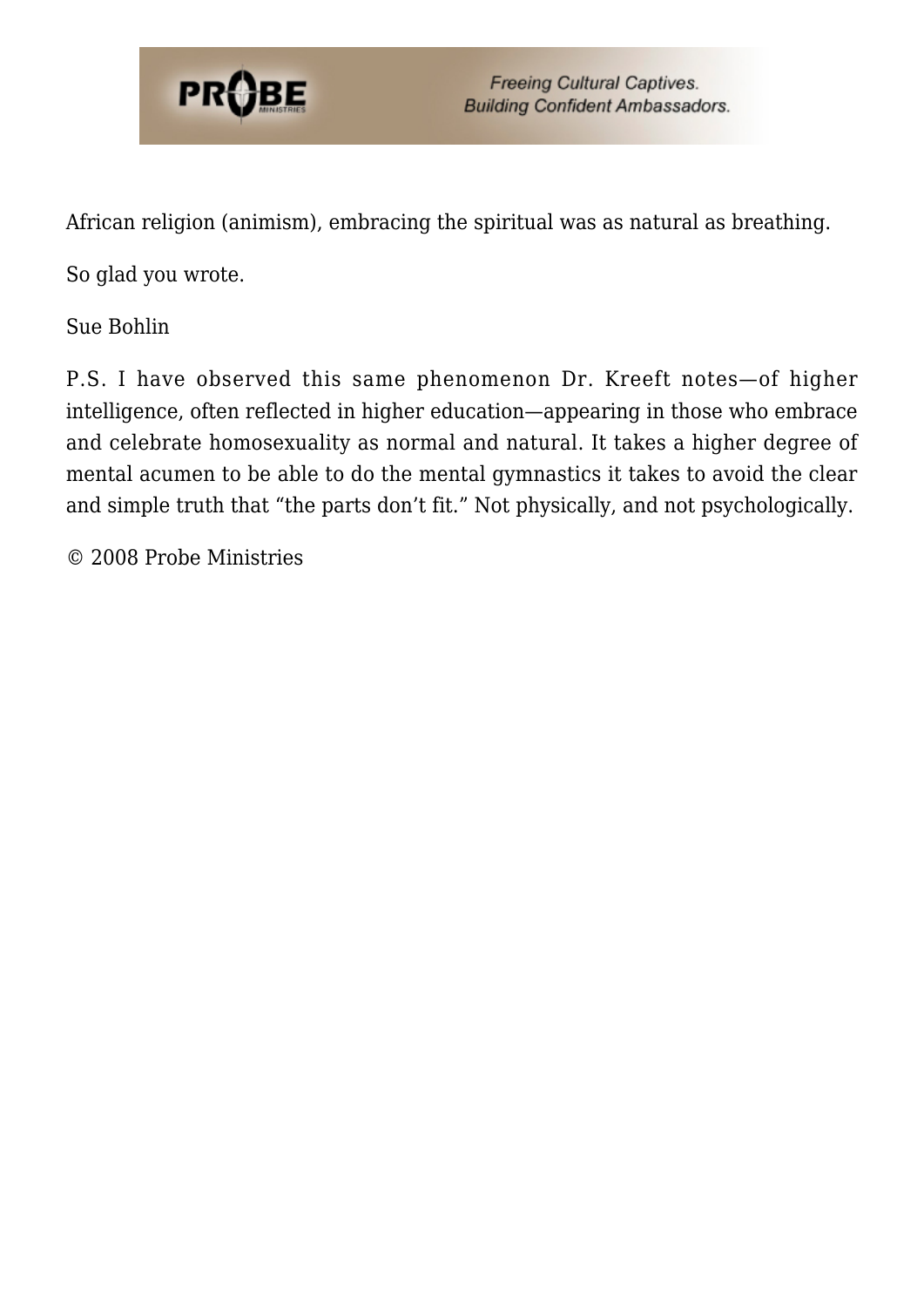African religion (animism), embracing the spiritual was as natural as breathing.

So glad you wrote.

Sue Bohlin

P.S. I have observed this same phenomenon Dr. Kreeft notes—of higher intelligence, often reflected in higher education—appearing in those who embrace and celebrate homosexuality as normal and natural. It takes a higher degree of mental acumen to be able to do the mental gymnastics it takes to avoid the clear and simple truth that "the parts don't fit." Not physically, and not psychologically.

© 2008 Probe Ministries